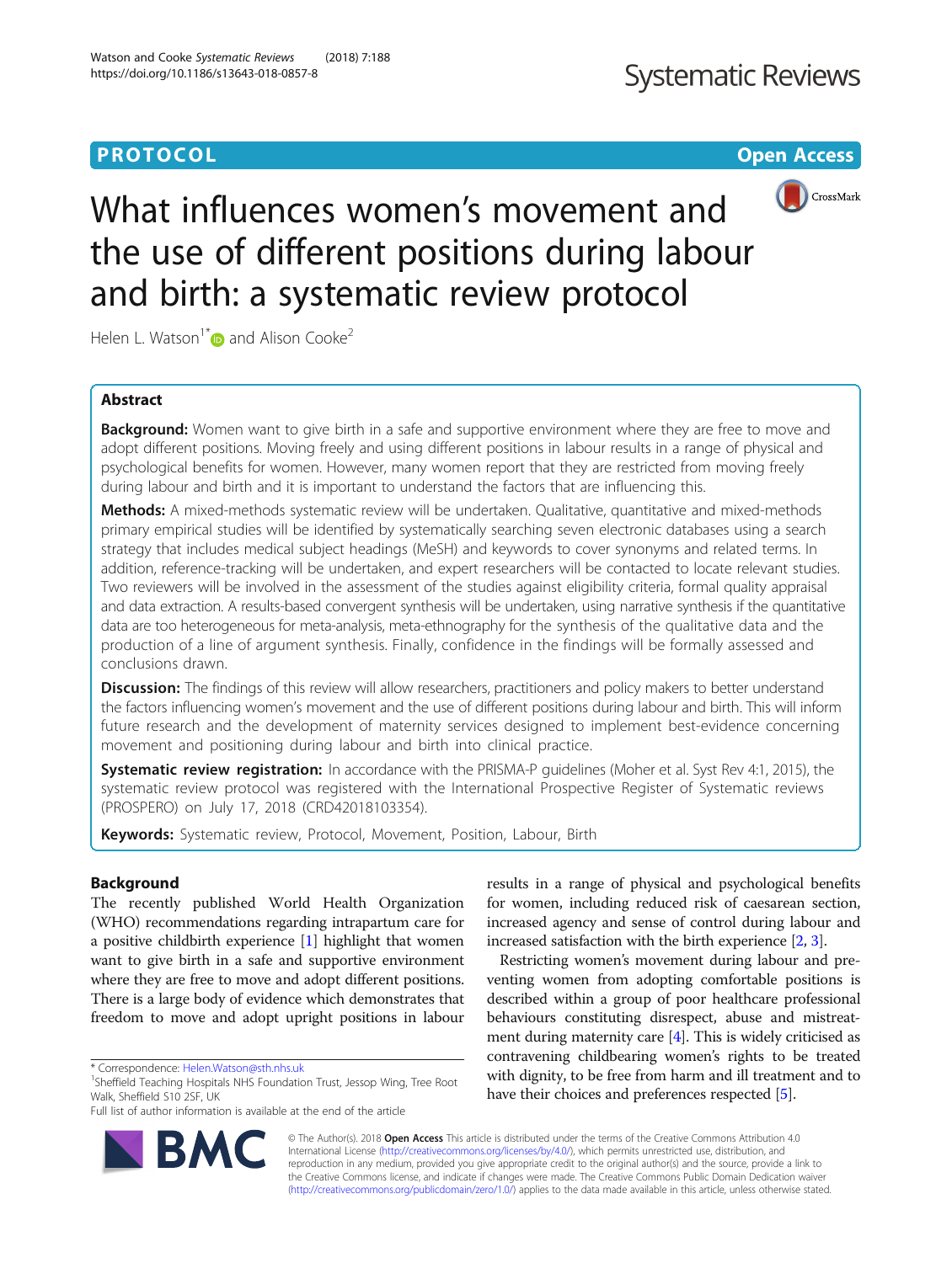PROTOCOL

Open Access

# What influences women's movement and the use of different positions during labour and birth: a systematic review protocol

Helen L. Watson[1*] and Alison Cooke[2]

## Abstract

**Background:** Women want to give birth in a safe and supportive environment where they are free to move and adopt different positions. Moving freely and using different positions in labour results in a range of physical and psychological benefits for women. However, many women report that they are restricted from moving freely during labour and birth and it is important to understand the factors that are influencing this.

**Methods:** A mixed-methods systematic review will be undertaken. Qualitative, quantitative and mixed-methods primary empirical studies will be identified by systematically searching seven electronic databases using a search strategy that includes medical subject headings (MeSH) and keywords to cover synonyms and related terms. In addition, reference-tracking will be undertaken, and expert researchers will be contacted to locate relevant studies. Two reviewers will be involved in the assessment of the studies against eligibility criteria, formal quality appraisal and data extraction. A results-based convergent synthesis will be undertaken, using narrative synthesis if the quantitative data are too heterogeneous for meta-analysis, meta-ethnography for the synthesis of the qualitative data and the production of a line of argument synthesis. Finally, confidence in the findings will be formally assessed and conclusions drawn.

**Discussion:** The findings of this review will allow researchers, practitioners and policy makers to better understand the factors influencing women's movement and the use of different positions during labour and birth. This will inform future research and the development of maternity services designed to implement best-evidence concerning movement and positioning during labour and birth into clinical practice.

**Systematic review registration:** In accordance with the PRISMA-P guidelines (Moher et al. Syst Rev 4:1, 2015), the systematic review protocol was registered with the International Prospective Register of Systematic reviews (PROSPERO) on July 17, 2018 (CRD42018103354).

**Keywords:** Systematic review, Protocol, Movement, Position, Labour, Birth

## Background

The recently published World Health Organization (WHO) recommendations regarding intrapartum care for a positive childbirth experience [1] highlight that women want to give birth in a safe and supportive environment where they are free to move and adopt different positions. There is a large body of evidence which demonstrates that freedom to move and adopt upright positions in labour results in a range of physical and psychological benefits for women, including reduced risk of caesarean section, increased agency and sense of control during labour and increased satisfaction with the birth experience [2, 3].

Restricting women's movement during labour and preventing women from adopting comfortable positions is described within a group of poor healthcare professional behaviours constituting disrespect, abuse and mistreatment during maternity care [4]. This is widely criticised as contravening childbearing women's rights to be treated with dignity, to be free from harm and ill treatment and to have their choices and preferences respected [5].

* Correspondence: Helen.Watson@sth.nhs.uk
[1]Sheffield Teaching Hospitals NHS Foundation Trust, Jessop Wing, Tree Root Walk, Sheffield S10 2SF, UK
Full list of author information is available at the end of the article

© The Author(s). 2018 **Open Access** This article is distributed under the terms of the Creative Commons Attribution 4.0 International License (http://creativecommons.org/licenses/by/4.0/), which permits unrestricted use, distribution, and reproduction in any medium, provided you give appropriate credit to the original author(s) and the source, provide a link to the Creative Commons license, and indicate if changes were made. The Creative Commons Public Domain Dedication waiver (http://creativecommons.org/publicdomain/zero/1.0/) applies to the data made available in this article, unless otherwise stated.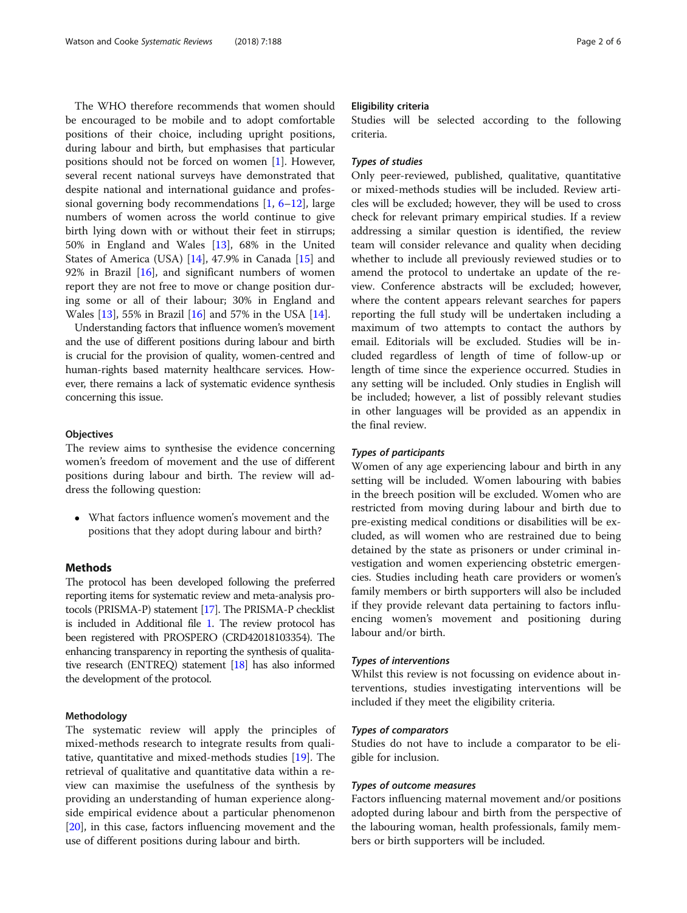The WHO therefore recommends that women should be encouraged to be mobile and to adopt comfortable positions of their choice, including upright positions, during labour and birth, but emphasises that particular positions should not be forced on women [1]. However, several recent national surveys have demonstrated that despite national and international guidance and professional governing body recommendations [1, 6–12], large numbers of women across the world continue to give birth lying down with or without their feet in stirrups; 50% in England and Wales [13], 68% in the United States of America (USA) [14], 47.9% in Canada [15] and 92% in Brazil [16], and significant numbers of women report they are not free to move or change position during some or all of their labour; 30% in England and Wales [13], 55% in Brazil [16] and 57% in the USA [14].

Understanding factors that influence women's movement and the use of different positions during labour and birth is crucial for the provision of quality, women-centred and human-rights based maternity healthcare services. However, there remains a lack of systematic evidence synthesis concerning this issue.

### Objectives

The review aims to synthesise the evidence concerning women's freedom of movement and the use of different positions during labour and birth. The review will address the following question:

- What factors influence women's movement and the positions that they adopt during labour and birth?

## Methods

The protocol has been developed following the preferred reporting items for systematic review and meta-analysis protocols (PRISMA-P) statement [17]. The PRISMA-P checklist is included in Additional file 1. The review protocol has been registered with PROSPERO (CRD42018103354). The enhancing transparency in reporting the synthesis of qualitative research (ENTREQ) statement [18] has also informed the development of the protocol.

### Methodology

The systematic review will apply the principles of mixed-methods research to integrate results from qualitative, quantitative and mixed-methods studies [19]. The retrieval of qualitative and quantitative data within a review can maximise the usefulness of the synthesis by providing an understanding of human experience alongside empirical evidence about a particular phenomenon [20], in this case, factors influencing movement and the use of different positions during labour and birth.

### Eligibility criteria

Studies will be selected according to the following criteria.

#### *Types of studies*

Only peer-reviewed, published, qualitative, quantitative or mixed-methods studies will be included. Review articles will be excluded; however, they will be used to cross check for relevant primary empirical studies. If a review addressing a similar question is identified, the review team will consider relevance and quality when deciding whether to include all previously reviewed studies or to amend the protocol to undertake an update of the review. Conference abstracts will be excluded; however, where the content appears relevant searches for papers reporting the full study will be undertaken including a maximum of two attempts to contact the authors by email. Editorials will be excluded. Studies will be included regardless of length of time of follow-up or length of time since the experience occurred. Studies in any setting will be included. Only studies in English will be included; however, a list of possibly relevant studies in other languages will be provided as an appendix in the final review.

#### *Types of participants*

Women of any age experiencing labour and birth in any setting will be included. Women labouring with babies in the breech position will be excluded. Women who are restricted from moving during labour and birth due to pre-existing medical conditions or disabilities will be excluded, as will women who are restrained due to being detained by the state as prisoners or under criminal investigation and women experiencing obstetric emergencies. Studies including heath care providers or women's family members or birth supporters will also be included if they provide relevant data pertaining to factors influencing women's movement and positioning during labour and/or birth.

#### *Types of interventions*

Whilst this review is not focussing on evidence about interventions, studies investigating interventions will be included if they meet the eligibility criteria.

#### *Types of comparators*

Studies do not have to include a comparator to be eligible for inclusion.

#### *Types of outcome measures*

Factors influencing maternal movement and/or positions adopted during labour and birth from the perspective of the labouring woman, health professionals, family members or birth supporters will be included.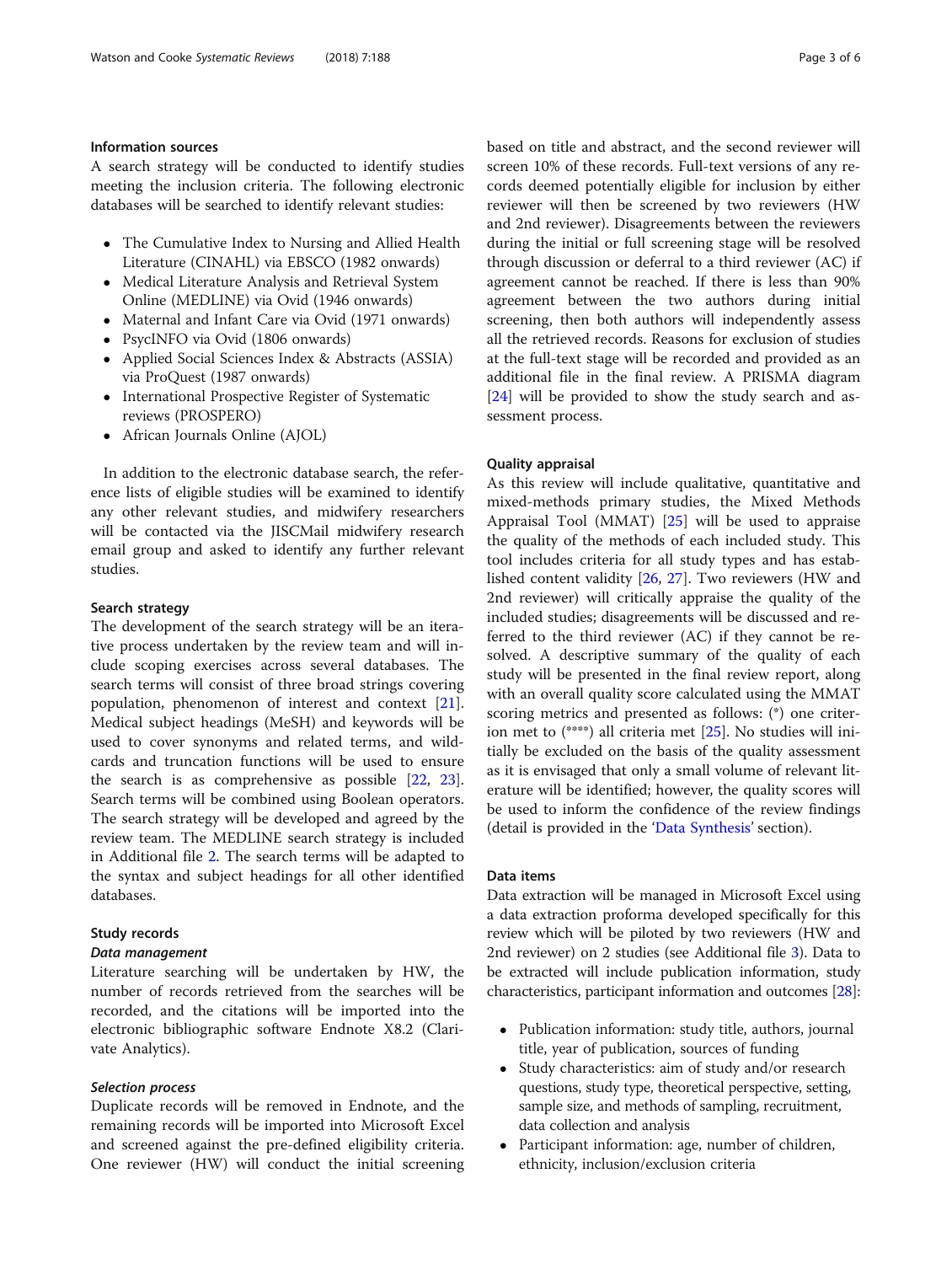### Information sources

A search strategy will be conducted to identify studies meeting the inclusion criteria. The following electronic databases will be searched to identify relevant studies:

- The Cumulative Index to Nursing and Allied Health Literature (CINAHL) via EBSCO (1982 onwards)
- Medical Literature Analysis and Retrieval System Online (MEDLINE) via Ovid (1946 onwards)
- Maternal and Infant Care via Ovid (1971 onwards)
- PsycINFO via Ovid (1806 onwards)
- Applied Social Sciences Index & Abstracts (ASSIA) via ProQuest (1987 onwards)
- International Prospective Register of Systematic reviews (PROSPERO)
- African Journals Online (AJOL)

In addition to the electronic database search, the reference lists of eligible studies will be examined to identify any other relevant studies, and midwifery researchers will be contacted via the JISCMail midwifery research email group and asked to identify any further relevant studies.

### Search strategy

The development of the search strategy will be an iterative process undertaken by the review team and will include scoping exercises across several databases. The search terms will consist of three broad strings covering population, phenomenon of interest and context [21]. Medical subject headings (MeSH) and keywords will be used to cover synonyms and related terms, and wildcards and truncation functions will be used to ensure the search is as comprehensive as possible [22, 23]. Search terms will be combined using Boolean operators. The search strategy will be developed and agreed by the review team. The MEDLINE search strategy is included in Additional file 2. The search terms will be adapted to the syntax and subject headings for all other identified databases.

### Study records

#### *Data management*

Literature searching will be undertaken by HW, the number of records retrieved from the searches will be recorded, and the citations will be imported into the electronic bibliographic software Endnote X8.2 (Clarivate Analytics).

#### *Selection process*

Duplicate records will be removed in Endnote, and the remaining records will be imported into Microsoft Excel and screened against the pre-defined eligibility criteria. One reviewer (HW) will conduct the initial screening based on title and abstract, and the second reviewer will screen 10% of these records. Full-text versions of any records deemed potentially eligible for inclusion by either reviewer will then be screened by two reviewers (HW and 2nd reviewer). Disagreements between the reviewers during the initial or full screening stage will be resolved through discussion or deferral to a third reviewer (AC) if agreement cannot be reached. If there is less than 90% agreement between the two authors during initial screening, then both authors will independently assess all the retrieved records. Reasons for exclusion of studies at the full-text stage will be recorded and provided as an additional file in the final review. A PRISMA diagram [24] will be provided to show the study search and assessment process.

### Quality appraisal

As this review will include qualitative, quantitative and mixed-methods primary studies, the Mixed Methods Appraisal Tool (MMAT) [25] will be used to appraise the quality of the methods of each included study. This tool includes criteria for all study types and has established content validity [26, 27]. Two reviewers (HW and 2nd reviewer) will critically appraise the quality of the included studies; disagreements will be discussed and referred to the third reviewer (AC) if they cannot be resolved. A descriptive summary of the quality of each study will be presented in the final review report, along with an overall quality score calculated using the MMAT scoring metrics and presented as follows: (*) one criterion met to (****) all criteria met [25]. No studies will initially be excluded on the basis of the quality assessment as it is envisaged that only a small volume of relevant literature will be identified; however, the quality scores will be used to inform the confidence of the review findings (detail is provided in the 'Data Synthesis' section).

### Data items

Data extraction will be managed in Microsoft Excel using a data extraction proforma developed specifically for this review which will be piloted by two reviewers (HW and 2nd reviewer) on 2 studies (see Additional file 3). Data to be extracted will include publication information, study characteristics, participant information and outcomes [28]:

- Publication information: study title, authors, journal title, year of publication, sources of funding
- Study characteristics: aim of study and/or research questions, study type, theoretical perspective, setting, sample size, and methods of sampling, recruitment, data collection and analysis
- Participant information: age, number of children, ethnicity, inclusion/exclusion criteria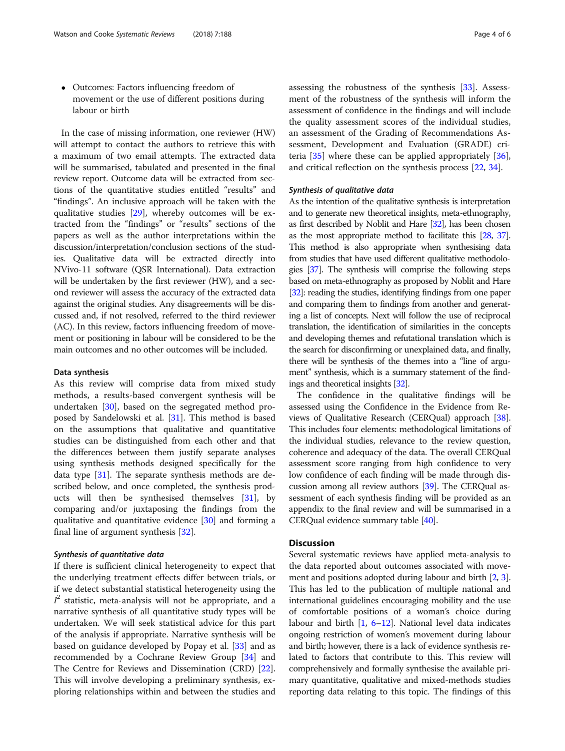- Outcomes: Factors influencing freedom of movement or the use of different positions during labour or birth

In the case of missing information, one reviewer (HW) will attempt to contact the authors to retrieve this with a maximum of two email attempts. The extracted data will be summarised, tabulated and presented in the final review report. Outcome data will be extracted from sections of the quantitative studies entitled "results" and "findings". An inclusive approach will be taken with the qualitative studies [29], whereby outcomes will be extracted from the "findings" or "results" sections of the papers as well as the author interpretations within the discussion/interpretation/conclusion sections of the studies. Qualitative data will be extracted directly into NVivo-11 software (QSR International). Data extraction will be undertaken by the first reviewer (HW), and a second reviewer will assess the accuracy of the extracted data against the original studies. Any disagreements will be discussed and, if not resolved, referred to the third reviewer (AC). In this review, factors influencing freedom of movement or positioning in labour will be considered to be the main outcomes and no other outcomes will be included.

### Data synthesis

As this review will comprise data from mixed study methods, a results-based convergent synthesis will be undertaken [30], based on the segregated method proposed by Sandelowski et al. [31]. This method is based on the assumptions that qualitative and quantitative studies can be distinguished from each other and that the differences between them justify separate analyses using synthesis methods designed specifically for the data type [31]. The separate synthesis methods are described below, and once completed, the synthesis products will then be synthesised themselves [31], by comparing and/or juxtaposing the findings from the qualitative and quantitative evidence [30] and forming a final line of argument synthesis [32].

#### *Synthesis of quantitative data*

If there is sufficient clinical heterogeneity to expect that the underlying treatment effects differ between trials, or if we detect substantial statistical heterogeneity using the $I^2$ statistic, meta-analysis will not be appropriate, and a narrative synthesis of all quantitative study types will be undertaken. We will seek statistical advice for this part of the analysis if appropriate. Narrative synthesis will be based on guidance developed by Popay et al. [33] and as recommended by a Cochrane Review Group [34] and The Centre for Reviews and Dissemination (CRD) [22]. This will involve developing a preliminary synthesis, exploring relationships within and between the studies and assessing the robustness of the synthesis [33]. Assessment of the robustness of the synthesis will inform the assessment of confidence in the findings and will include the quality assessment scores of the individual studies, an assessment of the Grading of Recommendations Assessment, Development and Evaluation (GRADE) criteria [35] where these can be applied appropriately [36], and critical reflection on the synthesis process [22, 34].

#### *Synthesis of qualitative data*

As the intention of the qualitative synthesis is interpretation and to generate new theoretical insights, meta-ethnography, as first described by Noblit and Hare [32], has been chosen as the most appropriate method to facilitate this [28, 37]. This method is also appropriate when synthesising data from studies that have used different qualitative methodologies [37]. The synthesis will comprise the following steps based on meta-ethnography as proposed by Noblit and Hare [32]: reading the studies, identifying findings from one paper and comparing them to findings from another and generating a list of concepts. Next will follow the use of reciprocal translation, the identification of similarities in the concepts and developing themes and refutational translation which is the search for disconfirming or unexplained data, and finally, there will be synthesis of the themes into a "line of argument" synthesis, which is a summary statement of the findings and theoretical insights [32].

The confidence in the qualitative findings will be assessed using the Confidence in the Evidence from Reviews of Qualitative Research (CERQual) approach [38]. This includes four elements: methodological limitations of the individual studies, relevance to the review question, coherence and adequacy of the data. The overall CERQual assessment score ranging from high confidence to very low confidence of each finding will be made through discussion among all review authors [39]. The CERQual assessment of each synthesis finding will be provided as an appendix to the final review and will be summarised in a CERQual evidence summary table [40].

## Discussion

Several systematic reviews have applied meta-analysis to the data reported about outcomes associated with movement and positions adopted during labour and birth [2, 3]. This has led to the publication of multiple national and international guidelines encouraging mobility and the use of comfortable positions of a woman's choice during labour and birth [1, 6–12]. National level data indicates ongoing restriction of women's movement during labour and birth; however, there is a lack of evidence synthesis related to factors that contribute to this. This review will comprehensively and formally synthesise the available primary quantitative, qualitative and mixed-methods studies reporting data relating to this topic. The findings of this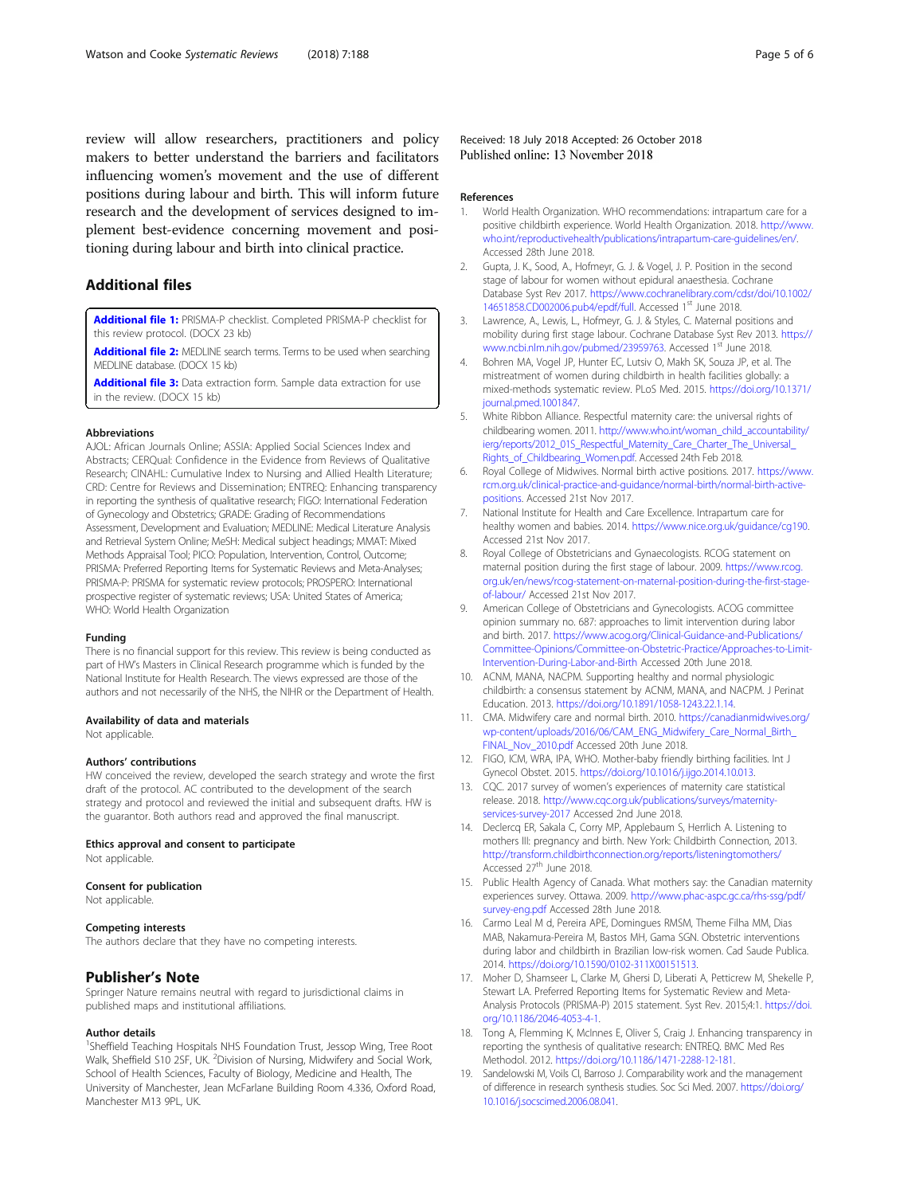review will allow researchers, practitioners and policy makers to better understand the barriers and facilitators influencing women's movement and the use of different positions during labour and birth. This will inform future research and the development of services designed to implement best-evidence concerning movement and positioning during labour and birth into clinical practice.

## Additional files

**Additional file 1:** PRISMA-P checklist. Completed PRISMA-P checklist for this review protocol. (DOCX 23 kb)

**Additional file 2:** MEDLINE search terms. Terms to be used when searching MEDLINE database. (DOCX 15 kb)

**Additional file 3:** Data extraction form. Sample data extraction for use in the review. (DOCX 15 kb)

### Abbreviations

AJOL: African Journals Online; ASSIA: Applied Social Sciences Index and Abstracts; CERQual: Confidence in the Evidence from Reviews of Qualitative Research; CINAHL: Cumulative Index to Nursing and Allied Health Literature; CRD: Centre for Reviews and Dissemination; ENTREQ: Enhancing transparency in reporting the synthesis of qualitative research; FIGO: International Federation of Gynecology and Obstetrics; GRADE: Grading of Recommendations Assessment, Development and Evaluation; MEDLINE: Medical Literature Analysis and Retrieval System Online; MeSH: Medical subject headings; MMAT: Mixed Methods Appraisal Tool; PICO: Population, Intervention, Control, Outcome; PRISMA: Preferred Reporting Items for Systematic Reviews and Meta-Analyses; PRISMA-P: PRISMA for systematic review protocols; PROSPERO: International prospective register of systematic reviews; USA: United States of America; WHO: World Health Organization

### Funding

There is no financial support for this review. This review is being conducted as part of HW's Masters in Clinical Research programme which is funded by the National Institute for Health Research. The views expressed are those of the authors and not necessarily of the NHS, the NIHR or the Department of Health.

### Availability of data and materials

Not applicable.

### Authors' contributions

HW conceived the review, developed the search strategy and wrote the first draft of the protocol. AC contributed to the development of the search strategy and protocol and reviewed the initial and subsequent drafts. HW is the guarantor. Both authors read and approved the final manuscript.

### Ethics approval and consent to participate

Not applicable.

### Consent for publication

Not applicable.

### Competing interests

The authors declare that they have no competing interests.

## Publisher's Note

Springer Nature remains neutral with regard to jurisdictional claims in published maps and institutional affiliations.

### Author details

[1]Sheffield Teaching Hospitals NHS Foundation Trust, Jessop Wing, Tree Root Walk, Sheffield S10 2SF, UK. [2]Division of Nursing, Midwifery and Social Work, School of Health Sciences, Faculty of Biology, Medicine and Health, The University of Manchester, Jean McFarlane Building Room 4.336, Oxford Road, Manchester M13 9PL, UK.

Received: 18 July 2018 Accepted: 26 October 2018
Published online: 13 November 2018

### References

1. World Health Organization. WHO recommendations: intrapartum care for a positive childbirth experience. World Health Organization. 2018. http://www.who.int/reproductivehealth/publications/intrapartum-care-guidelines/en/. Accessed 28th June 2018.
2. Gupta, J. K., Sood, A., Hofmeyr, G. J. & Vogel, J. P. Position in the second stage of labour for women without epidural anaesthesia. Cochrane Database Syst Rev 2017. https://www.cochranelibrary.com/cdsr/doi/10.1002/14651858.CD002006.pub4/epdf/full. Accessed 1st June 2018.
3. Lawrence, A., Lewis, L., Hofmeyr, G. J. & Styles, C. Maternal positions and mobility during first stage labour. Cochrane Database Syst Rev 2013. https://www.ncbi.nlm.nih.gov/pubmed/23959763. Accessed 1st June 2018.
4. Bohren MA, Vogel JP, Hunter EC, Lutsiv O, Makh SK, Souza JP, et al. The mistreatment of women during childbirth in health facilities globally: a mixed-methods systematic review. PLoS Med. 2015. https://doi.org/10.1371/journal.pmed.1001847.
5. White Ribbon Alliance. Respectful maternity care: the universal rights of childbearing women. 2011. http://www.who.int/woman_child_accountability/ierg/reports/2012_01S_Respectful_Maternity_Care_Charter_The_Universal_Rights_of_Childbearing_Women.pdf. Accessed 24th Feb 2018.
6. Royal College of Midwives. Normal birth active positions. 2017. https://www.rcm.org.uk/clinical-practice-and-guidance/normal-birth/normal-birth-active-positions. Accessed 21st Nov 2017.
7. National Institute for Health and Care Excellence. Intrapartum care for healthy women and babies. 2014. https://www.nice.org.uk/guidance/cg190. Accessed 21st Nov 2017.
8. Royal College of Obstetricians and Gynaecologists. RCOG statement on maternal position during the first stage of labour. 2009. https://www.rcog.org.uk/en/news/rcog-statement-on-maternal-position-during-the-first-stage-of-labour/ Accessed 21st Nov 2017.
9. American College of Obstetricians and Gynecologists. ACOG committee opinion summary no. 687: approaches to limit intervention during labor and birth. 2017. https://www.acog.org/Clinical-Guidance-and-Publications/Committee-Opinions/Committee-on-Obstetric-Practice/Approaches-to-Limit-Intervention-During-Labor-and-Birth Accessed 20th June 2018.
10. ACNM, MANA, NACPM. Supporting healthy and normal physiologic childbirth: a consensus statement by ACNM, MANA, and NACPM. J Perinat Education. 2013. https://doi.org/10.1891/1058-1243.22.1.14.
11. CMA. Midwifery care and normal birth. 2010. https://canadianmidwives.org/wp-content/uploads/2016/06/CAM_ENG_Midwifery_Care_Normal_Birth_FINAL_Nov_2010.pdf Accessed 20th June 2018.
12. FIGO, ICM, WRA, IPA, WHO. Mother-baby friendly birthing facilities. Int J Gynecol Obstet. 2015. https://doi.org/10.1016/j.ijgo.2014.10.013.
13. CQC. 2017 survey of women's experiences of maternity care statistical release. 2018. http://www.cqc.org.uk/publications/surveys/maternity-services-survey-2017 Accessed 2nd June 2018.
14. Declercq ER, Sakala C, Corry MP, Applebaum S, Herrlich A. Listening to mothers III: pregnancy and birth. New York: Childbirth Connection, 2013. http://transform.childbirthconnection.org/reports/listeningtomothers/ Accessed 27th June 2018.
15. Public Health Agency of Canada. What mothers say: the Canadian maternity experiences survey. Ottawa. 2009. http://www.phac-aspc.gc.ca/rhs-ssg/pdf/survey-eng.pdf Accessed 28th June 2018.
16. Carmo Leal M d, Pereira APE, Domingues RMSM, Theme Filha MM, Dias MAB, Nakamura-Pereira M, Bastos MH, Gama SGN. Obstetric interventions during labor and childbirth in Brazilian low-risk women. Cad Saude Publica. 2014. https://doi.org/10.1590/0102-311X00151513.
17. Moher D, Shamseer L, Clarke M, Ghersi D, Liberati A, Petticrew M, Shekelle P, Stewart LA. Preferred Reporting Items for Systematic Review and Meta-Analysis Protocols (PRISMA-P) 2015 statement. Syst Rev. 2015;4:1. https://doi.org/10.1186/2046-4053-4-1.
18. Tong A, Flemming K, McInnes E, Oliver S, Craig J. Enhancing transparency in reporting the synthesis of qualitative research: ENTREQ. BMC Med Res Methodol. 2012. https://doi.org/10.1186/1471-2288-12-181.
19. Sandelowski M, Voils CI, Barroso J. Comparability work and the management of difference in research synthesis studies. Soc Sci Med. 2007. https://doi.org/10.1016/j.socscimed.2006.08.041.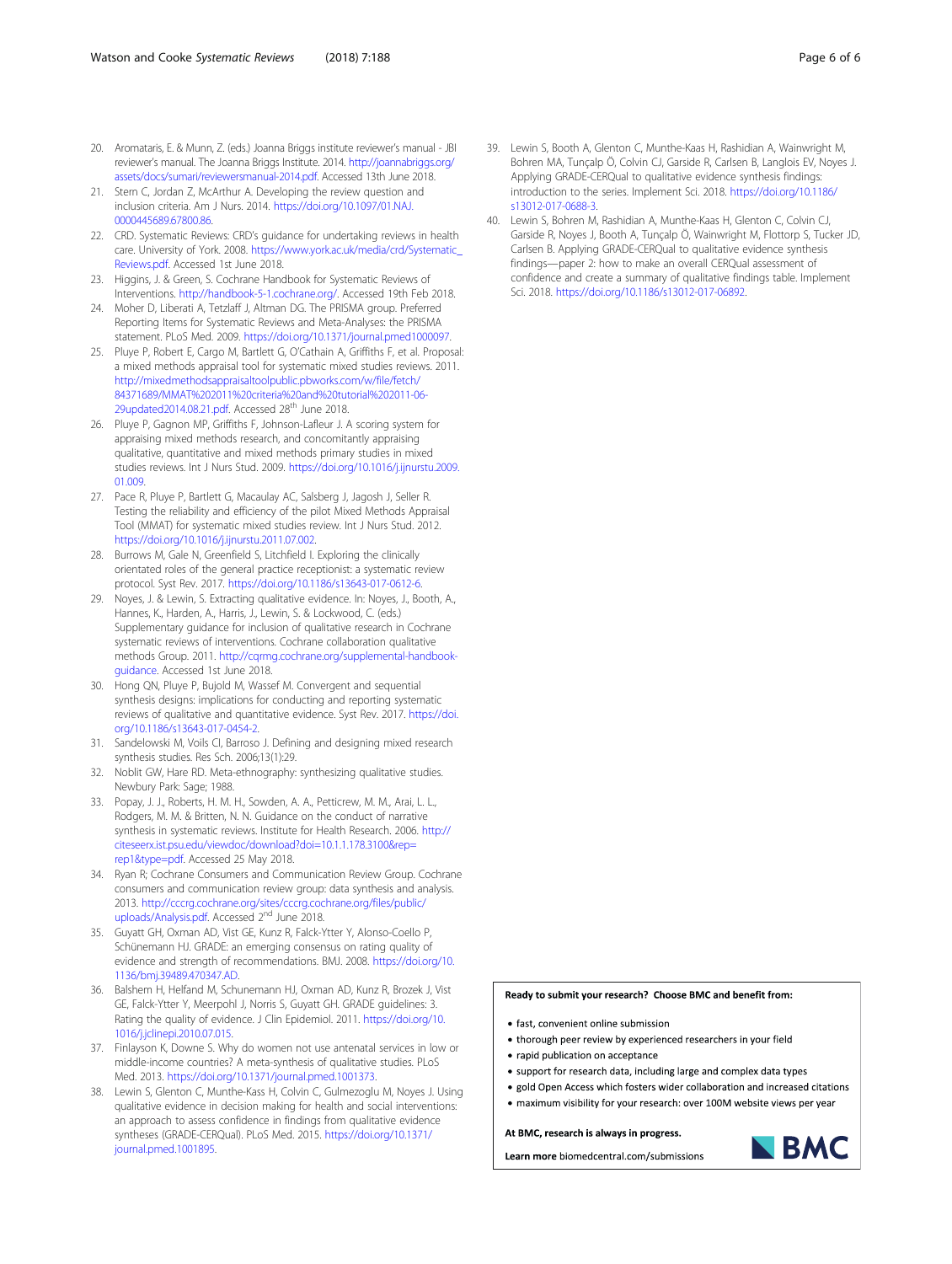20. Aromataris, E. & Munn, Z. (eds.) Joanna Briggs institute reviewer's manual - JBI reviewer's manual. The Joanna Briggs Institute. 2014. http://joannabriggs.org/assets/docs/sumari/reviewersmanual-2014.pdf. Accessed 13th June 2018.
21. Stern C, Jordan Z, McArthur A. Developing the review question and inclusion criteria. Am J Nurs. 2014. https://doi.org/10.1097/01.NAJ.0000445689.67800.86.
22. CRD. Systematic Reviews: CRD's guidance for undertaking reviews in health care. University of York. 2008. https://www.york.ac.uk/media/crd/Systematic_Reviews.pdf. Accessed 1st June 2018.
23. Higgins, J. & Green, S. Cochrane Handbook for Systematic Reviews of Interventions. http://handbook-5-1.cochrane.org/. Accessed 19th Feb 2018.
24. Moher D, Liberati A, Tetzlaff J, Altman DG. The PRISMA group. Preferred Reporting Items for Systematic Reviews and Meta-Analyses: the PRISMA statement. PLoS Med. 2009. https://doi.org/10.1371/journal.pmed1000097.
25. Pluye P, Robert E, Cargo M, Bartlett G, O'Cathain A, Griffiths F, et al. Proposal: a mixed methods appraisal tool for systematic mixed studies reviews. 2011. http://mixedmethodsappraisaltoolpublic.pbworks.com/w/file/fetch/84371689/MMAT%202011%20criteria%20and%20tutorial%202011-06-29updated2014.08.21.pdf. Accessed 28th June 2018.
26. Pluye P, Gagnon MP, Griffiths F, Johnson-Lafleur J. A scoring system for appraising mixed methods research, and concomitantly appraising qualitative, quantitative and mixed methods primary studies in mixed studies reviews. Int J Nurs Stud. 2009. https://doi.org/10.1016/j.ijnurstu.2009.01.009.
27. Pace R, Pluye P, Bartlett G, Macaulay AC, Salsberg J, Jagosh J, Seller R. Testing the reliability and efficiency of the pilot Mixed Methods Appraisal Tool (MMAT) for systematic mixed studies review. Int J Nurs Stud. 2012. https://doi.org/10.1016/j.ijnurstu.2011.07.002.
28. Burrows M, Gale N, Greenfield S, Litchfield I. Exploring the clinically orientated roles of the general practice receptionist: a systematic review protocol. Syst Rev. 2017. https://doi.org/10.1186/s13643-017-0612-6.
29. Noyes, J. & Lewin, S. Extracting qualitative evidence. In: Noyes, J., Booth, A., Hannes, K., Harden, A., Harris, J., Lewin, S. & Lockwood, C. (eds.) Supplementary guidance for inclusion of qualitative research in Cochrane systematic reviews of interventions. Cochrane collaboration qualitative methods Group. 2011. http://cqrmg.cochrane.org/supplemental-handbook-guidance. Accessed 1st June 2018.
30. Hong QN, Pluye P, Bujold M, Wassef M. Convergent and sequential synthesis designs: implications for conducting and reporting systematic reviews of qualitative and quantitative evidence. Syst Rev. 2017. https://doi.org/10.1186/s13643-017-0454-2.
31. Sandelowski M, Voils CI, Barroso J. Defining and designing mixed research synthesis studies. Res Sch. 2006;13(1):29.
32. Noblit GW, Hare RD. Meta-ethnography: synthesizing qualitative studies. Newbury Park: Sage; 1988.
33. Popay, J. J., Roberts, H. M. H., Sowden, A. A., Petticrew, M. M., Arai, L. L., Rodgers, M. M. & Britten, N. N. Guidance on the conduct of narrative synthesis in systematic reviews. Institute for Health Research. 2006. http://citeseerx.ist.psu.edu/viewdoc/download?doi=10.1.1.178.3100&rep=rep1&type=pdf. Accessed 25 May 2018.
34. Ryan R; Cochrane Consumers and Communication Review Group. Cochrane consumers and communication review group: data synthesis and analysis. 2013. http://cccrg.cochrane.org/sites/cccrg.cochrane.org/files/public/uploads/Analysis.pdf. Accessed 2nd June 2018.
35. Guyatt GH, Oxman AD, Vist GE, Kunz R, Falck-Ytter Y, Alonso-Coello P, Schünemann HJ. GRADE: an emerging consensus on rating quality of evidence and strength of recommendations. BMJ. 2008. https://doi.org/10.1136/bmj.39489.470347.AD.
36. Balshem H, Helfand M, Schunemann HJ, Oxman AD, Kunz R, Brozek J, Vist GE, Falck-Ytter Y, Meerpohl J, Norris S, Guyatt GH. GRADE guidelines: 3. Rating the quality of evidence. J Clin Epidemiol. 2011. https://doi.org/10.1016/j.jclinepi.2010.07.015.
37. Finlayson K, Downe S. Why do women not use antenatal services in low or middle-income countries? A meta-synthesis of qualitative studies. PLoS Med. 2013. https://doi.org/10.1371/journal.pmed.1001373.
38. Lewin S, Glenton C, Munthe-Kaas H, Colvin CJ, Gulmezoglu M, Noyes J. Using qualitative evidence in decision making for health and social interventions: an approach to assess confidence in findings from qualitative evidence syntheses (GRADE-CERQual). PLoS Med. 2015. https://doi.org/10.1371/journal.pmed.1001895.
39. Lewin S, Booth A, Glenton C, Munthe-Kaas H, Rashidian A, Wainwright M, Bohren MA, Tunçalp Ö, Colvin CJ, Garside R, Carlsen B, Langlois EV, Noyes J. Applying GRADE-CERQual to qualitative evidence synthesis findings: introduction to the series. Implement Sci. 2018. https://doi.org/10.1186/s13012-017-0688-3.
40. Lewin S, Bohren M, Rashidian A, Munthe-Kaas H, Glenton C, Colvin CJ, Garside R, Noyes J, Booth A, Tunçalp Ö, Wainwright M, Flottorp S, Tucker JD, Carlsen B. Applying GRADE-CERQual to qualitative evidence synthesis findings—paper 2: how to make an overall CERQual assessment of confidence and create a summary of qualitative findings table. Implement Sci. 2018. https://doi.org/10.1186/s13012-017-06892.

**Ready to submit your research? Choose BMC and benefit from:**

- fast, convenient online submission
- thorough peer review by experienced researchers in your field
- rapid publication on acceptance
- support for research data, including large and complex data types
- gold Open Access which fosters wider collaboration and increased citations
- maximum visibility for your research: over 100M website views per year

**At BMC, research is always in progress.**

**Learn more** biomedcentral.com/submissions

BMC